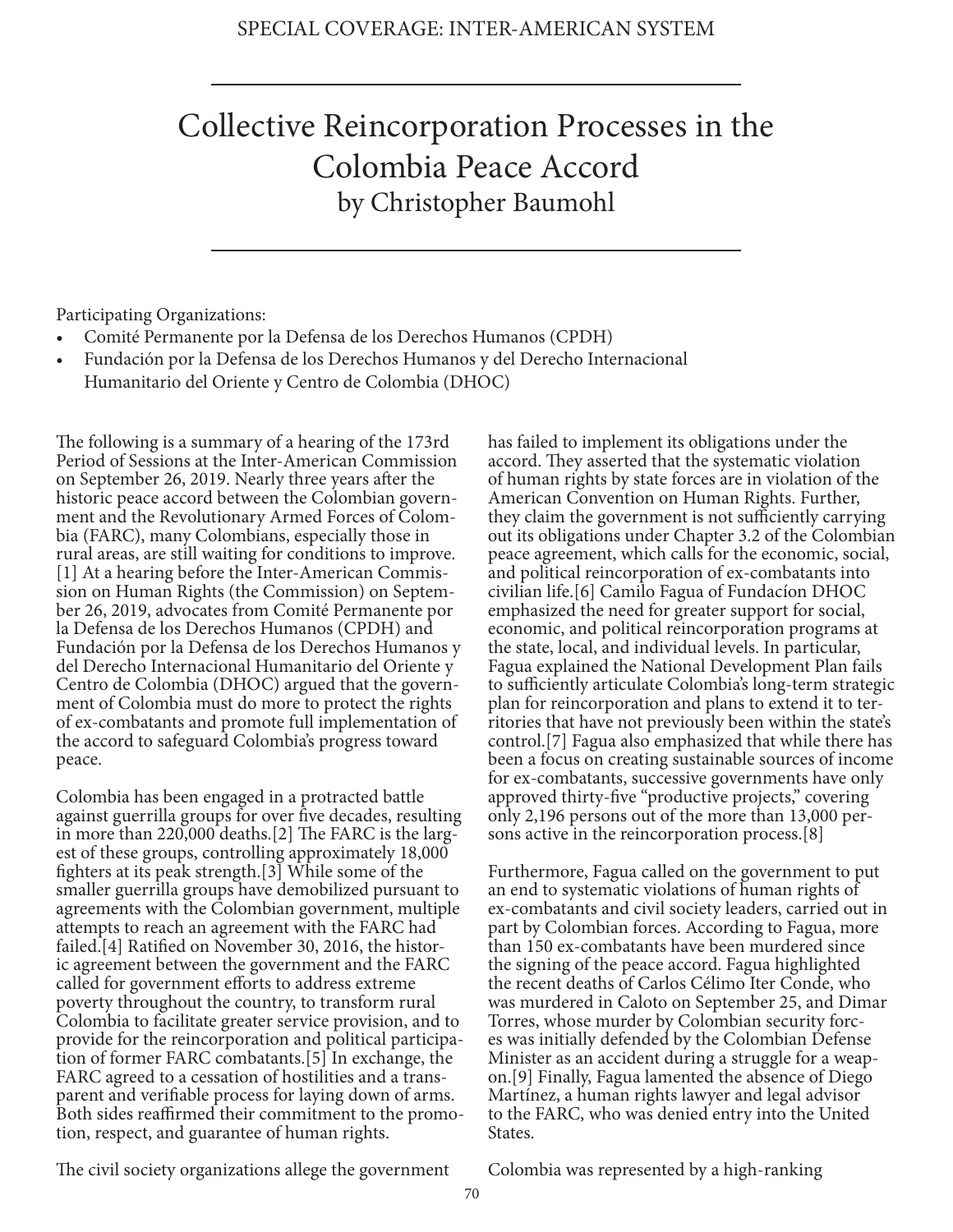SPECIAL COVERAGE: INTER-AMERICAN SYSTEM

# Collective Reincorporation Processes in the Colombia Peace Accord

by Christopher Baumohl

Participating Organizations:

- Comité Permanente por la Defensa de los Derechos Humanos (CPDH)
- Fundación por la Defensa de los Derechos Humanos y del Derecho Internacional Humanitario del Oriente y Centro de Colombia (DHOC)

The following is a summary of a hearing of the 173rd Period of Sessions at the Inter-American Commission on September 26, 2019. Nearly three years after the historic peace accord between the Colombian government and the Revolutionary Armed Forces of Colombia (FARC), many Colombians, especially those in rural areas, are still waiting for conditions to improve.[1] At a hearing before the Inter-American Commission on Human Rights (the Commission) on September 26, 2019, advocates from Comité Permanente por la Defensa de los Derechos Humanos (CPDH) and Fundación por la Defensa de los Derechos Humanos y del Derecho Internacional Humanitario del Oriente y Centro de Colombia (DHOC) argued that the government of Colombia must do more to protect the rights of ex-combatants and promote full implementation of the accord to safeguard Colombia's progress toward peace.

Colombia has been engaged in a protracted battle against guerrilla groups for over five decades, resulting in more than 220,000 deaths.[2] The FARC is the largest of these groups, controlling approximately 18,000 fighters at its peak strength.[3] While some of the smaller guerrilla groups have demobilized pursuant to agreements with the Colombian government, multiple attempts to reach an agreement with the FARC had failed.[4] Ratified on November 30, 2016, the historic agreement between the government and the FARC called for government efforts to address extreme poverty throughout the country, to transform rural Colombia to facilitate greater service provision, and to provide for the reincorporation and political participation of former FARC combatants.[5] In exchange, the FARC agreed to a cessation of hostilities and a transparent and verifiable process for laying down of arms. Both sides reaffirmed their commitment to the promotion, respect, and guarantee of human rights.

The civil society organizations allege the government has failed to implement its obligations under the accord. They asserted that the systematic violation of human rights by state forces are in violation of the American Convention on Human Rights. Further, they claim the government is not sufficiently carrying out its obligations under Chapter 3.2 of the Colombian peace agreement, which calls for the economic, social, and political reincorporation of ex-combatants into civilian life.[6] Camilo Fagua of Fundacíon DHOC emphasized the need for greater support for social, economic, and political reincorporation programs at the state, local, and individual levels. In particular, Fagua explained the National Development Plan fails to sufficiently articulate Colombia's long-term strategic plan for reincorporation and plans to extend it to territories that have not previously been within the state's control.[7] Fagua also emphasized that while there has been a focus on creating sustainable sources of income for ex-combatants, successive governments have only approved thirty-five "productive projects," covering only 2,196 persons out of the more than 13,000 persons active in the reincorporation process.[8]

Furthermore, Fagua called on the government to put an end to systematic violations of human rights of ex-combatants and civil society leaders, carried out in part by Colombian forces. According to Fagua, more than 150 ex-combatants have been murdered since the signing of the peace accord. Fagua highlighted the recent deaths of Carlos Célimo Iter Conde, who was murdered in Caloto on September 25, and Dimar Torres, whose murder by Colombian security forces was initially defended by the Colombian Defense Minister as an accident during a struggle for a weapon.[9] Finally, Fagua lamented the absence of Diego Martínez, a human rights lawyer and legal advisor to the FARC, who was denied entry into the United States.

Colombia was represented by a high-ranking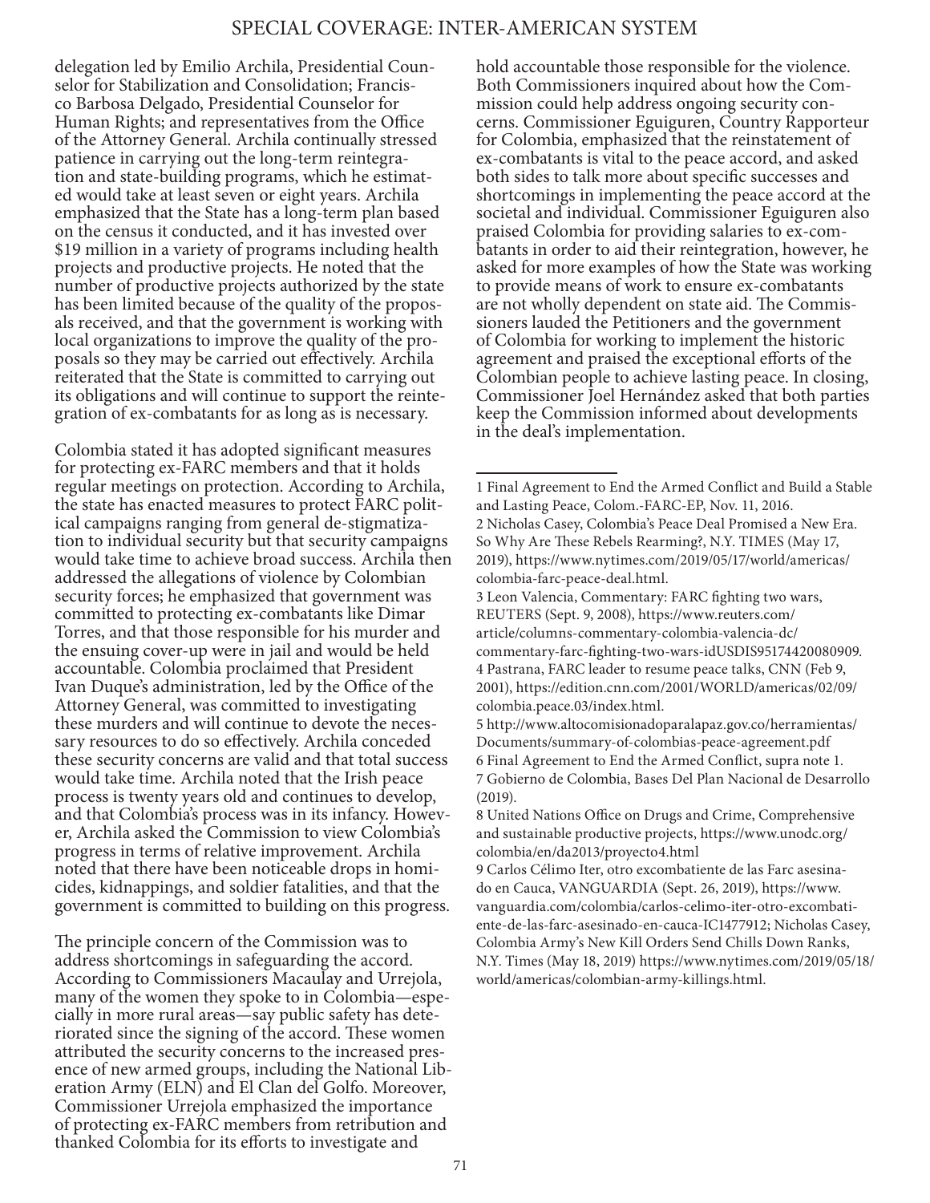delegation led by Emilio Archila, Presidential Counselor for Stabilization and Consolidation; Francisco Barbosa Delgado, Presidential Counselor for Human Rights; and representatives from the Office of the Attorney General. Archila continually stressed patience in carrying out the long-term reintegration and state-building programs, which he estimated would take at least seven or eight years. Archila emphasized that the State has a long-term plan based on the census it conducted, and it has invested over $19 million in a variety of programs including health projects and productive projects. He noted that the number of productive projects authorized by the state has been limited because of the quality of the proposals received, and that the government is working with local organizations to improve the quality of the proposals so they may be carried out effectively. Archila reiterated that the State is committed to carrying out its obligations and will continue to support the reintegration of ex-combatants for as long as is necessary.

Colombia stated it has adopted significant measures for protecting ex-FARC members and that it holds regular meetings on protection. According to Archila, the state has enacted measures to protect FARC political campaigns ranging from general de-stigmatization to individual security but that security campaigns would take time to achieve broad success. Archila then addressed the allegations of violence by Colombian security forces; he emphasized that government was committed to protecting ex-combatants like Dimar Torres, and that those responsible for his murder and the ensuing cover-up were in jail and would be held accountable. Colombia proclaimed that President Ivan Duque's administration, led by the Office of the Attorney General, was committed to investigating these murders and will continue to devote the necessary resources to do so effectively. Archila conceded these security concerns are valid and that total success would take time. Archila noted that the Irish peace process is twenty years old and continues to develop, and that Colombia's process was in its infancy. However, Archila asked the Commission to view Colombia's progress in terms of relative improvement. Archila noted that there have been noticeable drops in homicides, kidnappings, and soldier fatalities, and that the government is committed to building on this progress.

The principle concern of the Commission was to address shortcomings in safeguarding the accord. According to Commissioners Macaulay and Urrejola, many of the women they spoke to in Colombia—especially in more rural areas—say public safety has deteriorated since the signing of the accord. These women attributed the security concerns to the increased presence of new armed groups, including the National Liberation Army (ELN) and El Clan del Golfo. Moreover, Commissioner Urrejola emphasized the importance of protecting ex-FARC members from retribution and thanked Colombia for its efforts to investigate and hold accountable those responsible for the violence. Both Commissioners inquired about how the Commission could help address ongoing security concerns. Commissioner Eguiguren, Country Rapporteur for Colombia, emphasized that the reinstatement of ex-combatants is vital to the peace accord, and asked both sides to talk more about specific successes and shortcomings in implementing the peace accord at the societal and individual. Commissioner Eguiguren also praised Colombia for providing salaries to ex-combatants in order to aid their reintegration, however, he asked for more examples of how the State was working to provide means of work to ensure ex-combatants are not wholly dependent on state aid. The Commissioners lauded the Petitioners and the government of Colombia for working to implement the historic agreement and praised the exceptional efforts of the Colombian people to achieve lasting peace. In closing, Commissioner Joel Hernández asked that both parties keep the Commission informed about developments in the deal's implementation.

---

1 Final Agreement to End the Armed Conflict and Build a Stable and Lasting Peace, Colom.-FARC-EP, Nov. 11, 2016.

2 Nicholas Casey, Colombia's Peace Deal Promised a New Era. So Why Are These Rebels Rearming?, N.Y. TIMES (May 17, 2019), https://www.nytimes.com/2019/05/17/world/americas/colombia-farc-peace-deal.html.

3 Leon Valencia, Commentary: FARC fighting two wars, REUTERS (Sept. 9, 2008), https://www.reuters.com/article/columns-commentary-colombia-valencia-dc/commentary-farc-fighting-two-wars-idUSDIS95174420080909.

4 Pastrana, FARC leader to resume peace talks, CNN (Feb 9, 2001), https://edition.cnn.com/2001/WORLD/americas/02/09/colombia.peace.03/index.html.

5 http://www.altocomisionadoparalapaz.gov.co/herramientas/Documents/summary-of-colombias-peace-agreement.pdf

6 Final Agreement to End the Armed Conflict, supra note 1.

7 Gobierno de Colombia, Bases Del Plan Nacional de Desarrollo (2019).

8 United Nations Office on Drugs and Crime, Comprehensive and sustainable productive projects, https://www.unodc.org/colombia/en/da2013/proyecto4.html

9 Carlos Célimo Iter, otro excombatiente de las Farc asesinado en Cauca, VANGUARDIA (Sept. 26, 2019), https://www.vanguardia.com/colombia/carlos-celimo-iter-otro-excombatiente-de-las-farc-asesinado-en-cauca-IC1477912; Nicholas Casey, Colombia Army's New Kill Orders Send Chills Down Ranks, N.Y. Times (May 18, 2019) https://www.nytimes.com/2019/05/18/world/americas/colombian-army-killings.html.